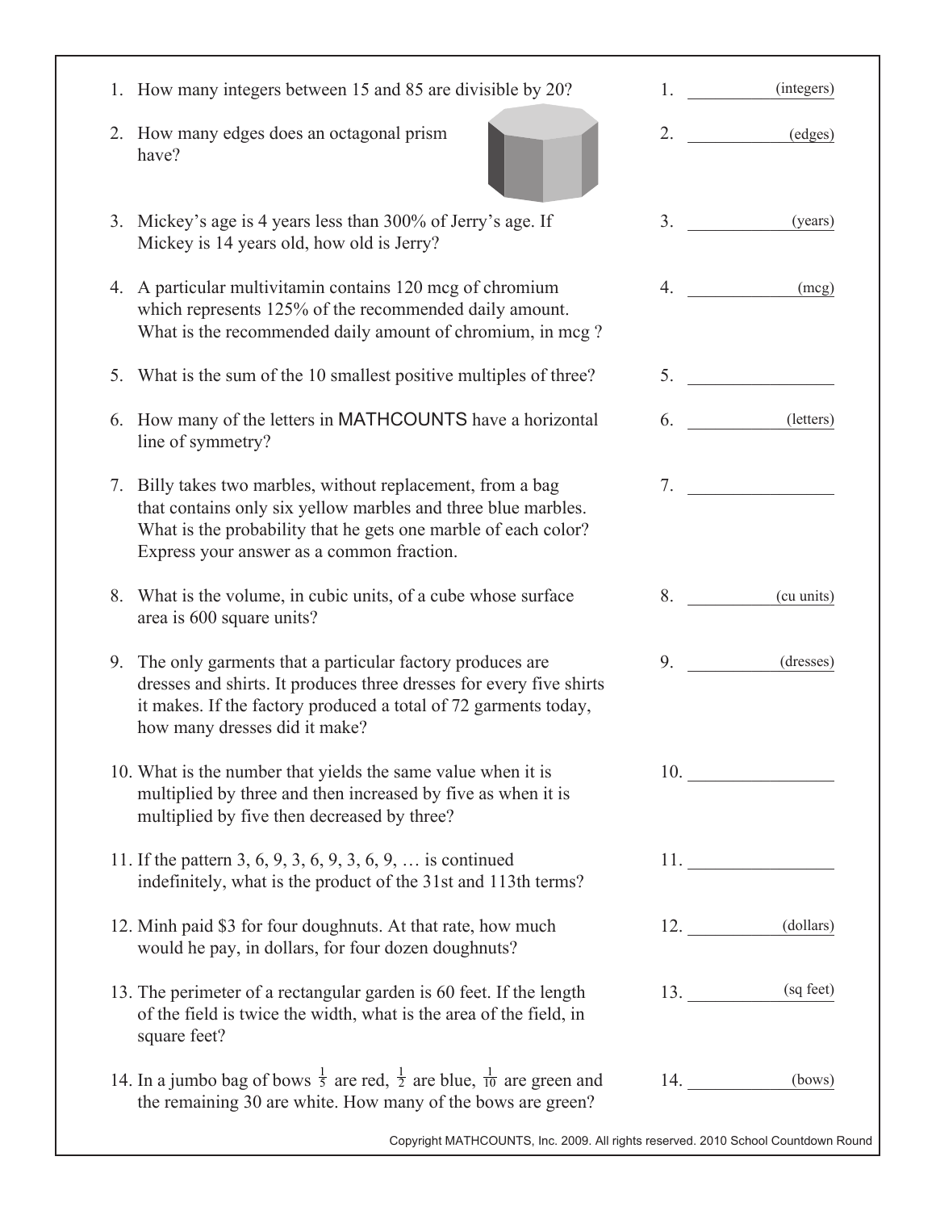1. How many integers between 15 and 85 are divisible by 20? 1. ________ (integers)

2. How many edges does an octagonal prism have? 2. ________ (edges)

3. Mickey's age is 4 years less than 300% of Jerry's age. If Mickey is 14 years old, how old is Jerry? 3. ________ (years)

4. A particular multivitamin contains 120 mcg of chromium which represents 125% of the recommended daily amount. What is the recommended daily amount of chromium, in mcg ? 4. ________ (mcg)

5. What is the sum of the 10 smallest positive multiples of three? 5. ________

6. How many of the letters in MATHCOUNTS have a horizontal line of symmetry? 6. ________ (letters)

7. Billy takes two marbles, without replacement, from a bag that contains only six yellow marbles and three blue marbles. What is the probability that he gets one marble of each color? Express your answer as a common fraction. 7. ________

8. What is the volume, in cubic units, of a cube whose surface area is 600 square units? 8. ________ (cu units)

9. The only garments that a particular factory produces are dresses and shirts. It produces three dresses for every five shirts it makes. If the factory produced a total of 72 garments today, how many dresses did it make? 9. ________ (dresses)

10. What is the number that yields the same value when it is multiplied by three and then increased by five as when it is multiplied by five then decreased by three? 10. ________

11. If the pattern 3, 6, 9, 3, 6, 9, 3, 6, 9, … is continued indefinitely, what is the product of the 31st and 113th terms? 11. ________

12. Minh paid \$3 for four doughnuts. At that rate, how much would he pay, in dollars, for four dozen doughnuts? 12. ________ (dollars)

13. The perimeter of a rectangular garden is 60 feet. If the length of the field is twice the width, what is the area of the field, in square feet? 13. ________ (sq feet)

14. In a jumbo bag of bows $\frac{1}{5}$ are red, $\frac{1}{2}$ are blue, $\frac{1}{10}$ are green and the remaining 30 are white. How many of the bows are green? 14. ________ (bows)

Copyright MATHCOUNTS, Inc. 2009. All rights reserved. 2010 School Countdown Round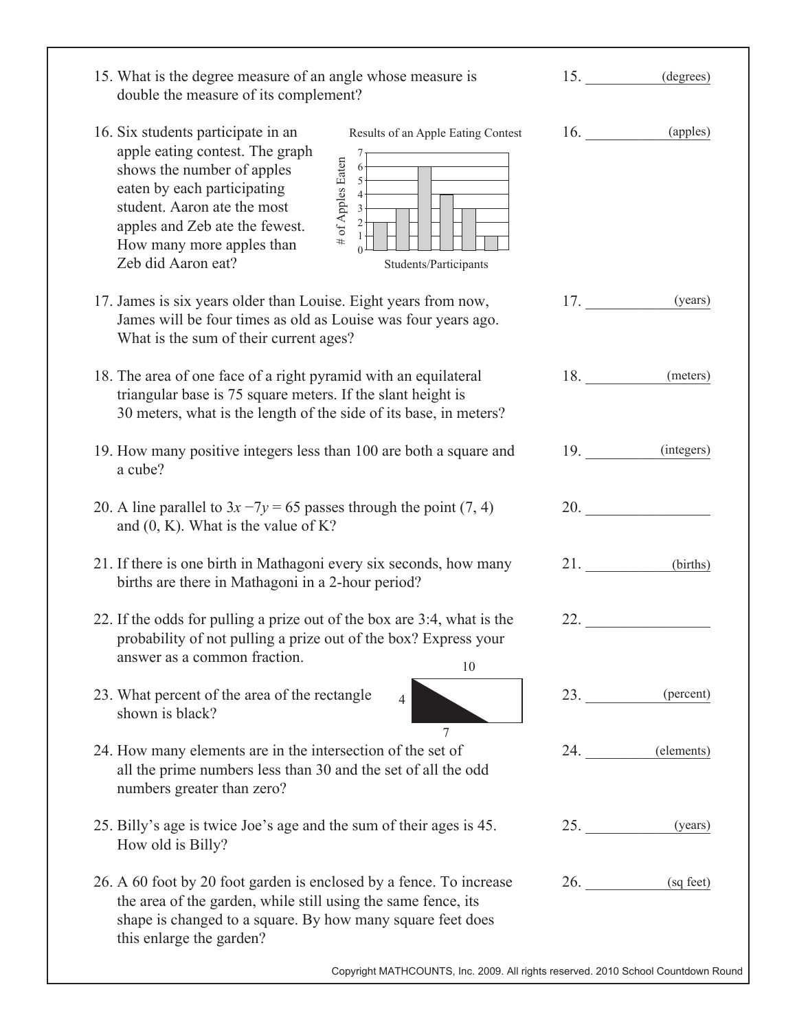15. What is the degree measure of an angle whose measure is double the measure of its complement?

15. __________ (degrees)

16. Six students participate in an apple eating contest. The graph shows the number of apples eaten by each participating student. Aaron ate the most apples and Zeb ate the fewest. How many more apples than Zeb did Aaron eat?

Results of an Apple Eating Contest

| Student | # of Apples Eaten |
|---|---|
| 1 | 2 |
| 2 | 3 |
| 3 | 6 |
| 4 | 4 |
| 5 | 3 |
| 6 | 1 |

Students/Participants

16. __________ (apples)

17. James is six years older than Louise. Eight years from now, James will be four times as old as Louise was four years ago. What is the sum of their current ages?

17. __________ (years)

18. The area of one face of a right pyramid with an equilateral triangular base is 75 square meters. If the slant height is 30 meters, what is the length of the side of its base, in meters?

18. __________ (meters)

19. How many positive integers less than 100 are both a square and a cube?

19. __________ (integers)

20. A line parallel to $3x - 7y = 65$ passes through the point (7, 4) and (0, K). What is the value of K?

20. __________

21. If there is one birth in Mathagoni every six seconds, how many births are there in Mathagoni in a 2-hour period?

21. __________ (births)

22. If the odds for pulling a prize out of the box are 3:4, what is the probability of not pulling a prize out of the box? Express your answer as a common fraction.

22. __________

23. What percent of the area of the rectangle shown is black?

(Rectangle with top side 10, left side 4; black triangle with base 7.)

23. __________ (percent)

24. How many elements are in the intersection of the set of all the prime numbers less than 30 and the set of all the odd numbers greater than zero?

24. __________ (elements)

25. Billy's age is twice Joe's age and the sum of their ages is 45. How old is Billy?

25. __________ (years)

26. A 60 foot by 20 foot garden is enclosed by a fence. To increase the area of the garden, while still using the same fence, its shape is changed to a square. By how many square feet does this enlarge the garden?

26. __________ (sq feet)

Copyright MATHCOUNTS, Inc. 2009. All rights reserved. 2010 School Countdown Round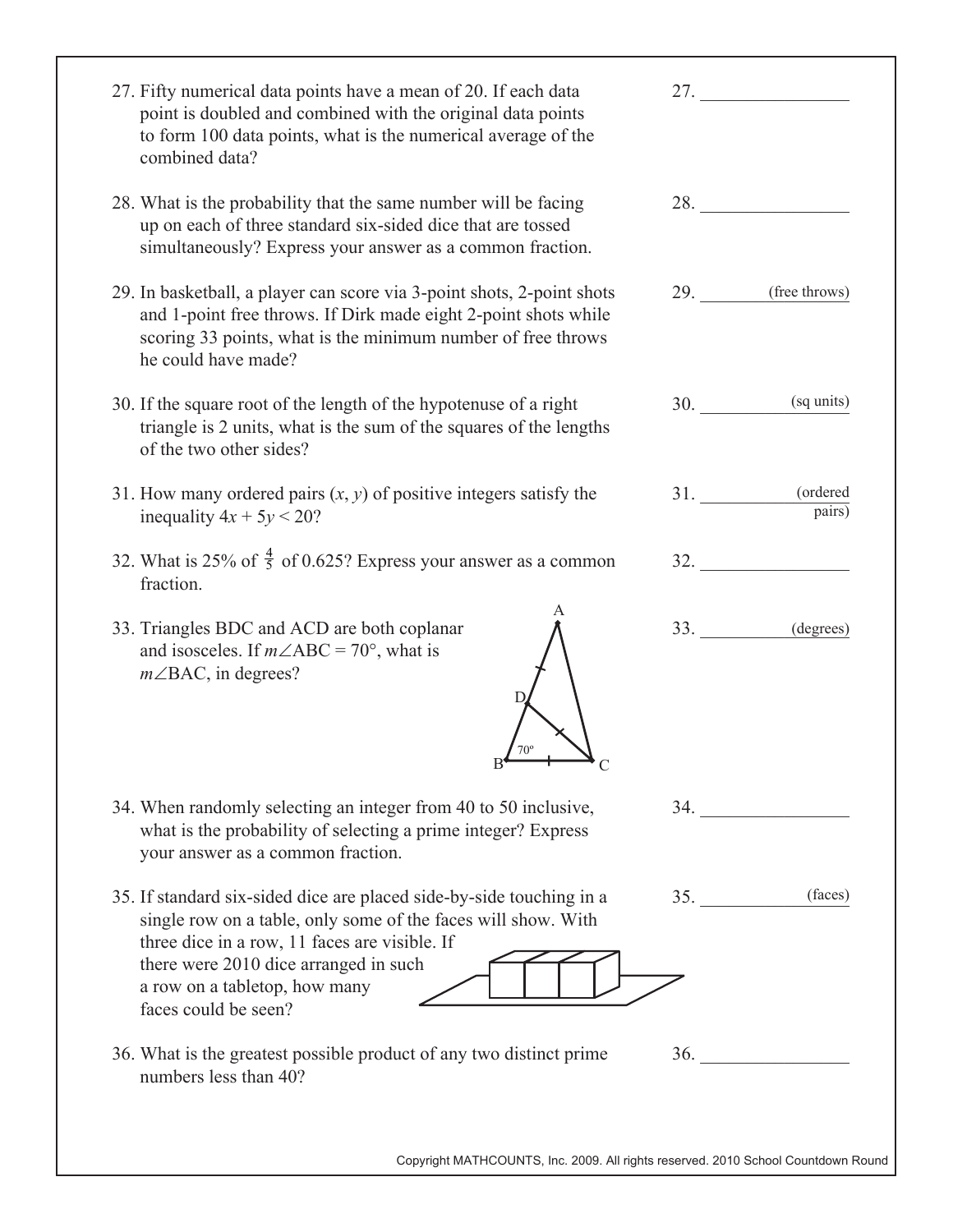27. Fifty numerical data points have a mean of 20. If each data point is doubled and combined with the original data points to form 100 data points, what is the numerical average of the combined data?

27. ________________

28. What is the probability that the same number will be facing up on each of three standard six-sided dice that are tossed simultaneously? Express your answer as a common fraction.

28. ________________

29. In basketball, a player can score via 3-point shots, 2-point shots and 1-point free throws. If Dirk made eight 2-point shots while scoring 33 points, what is the minimum number of free throws he could have made?

29. ________ (free throws)

30. If the square root of the length of the hypotenuse of a right triangle is 2 units, what is the sum of the squares of the lengths of the two other sides?

30. ________ (sq units)

31. How many ordered pairs $(x, y)$ of positive integers satisfy the inequality $4x + 5y < 20$?

31. ________ (ordered pairs)

32. What is 25% of $\frac{4}{5}$ of 0.625? Express your answer as a common fraction.

32. ________________

33. Triangles BDC and ACD are both coplanar and isosceles. If $m\angle ABC = 70°$, what is $m\angle BAC$, in degrees?

33. ________ (degrees)

34. When randomly selecting an integer from 40 to 50 inclusive, what is the probability of selecting a prime integer? Express your answer as a common fraction.

34. ________________

35. If standard six-sided dice are placed side-by-side touching in a single row on a table, only some of the faces will show. With three dice in a row, 11 faces are visible. If there were 2010 dice arranged in such a row on a tabletop, how many faces could be seen?

35. ________ (faces)

36. What is the greatest possible product of any two distinct prime numbers less than 40?

36. ________________

Copyright MATHCOUNTS, Inc. 2009. All rights reserved. 2010 School Countdown Round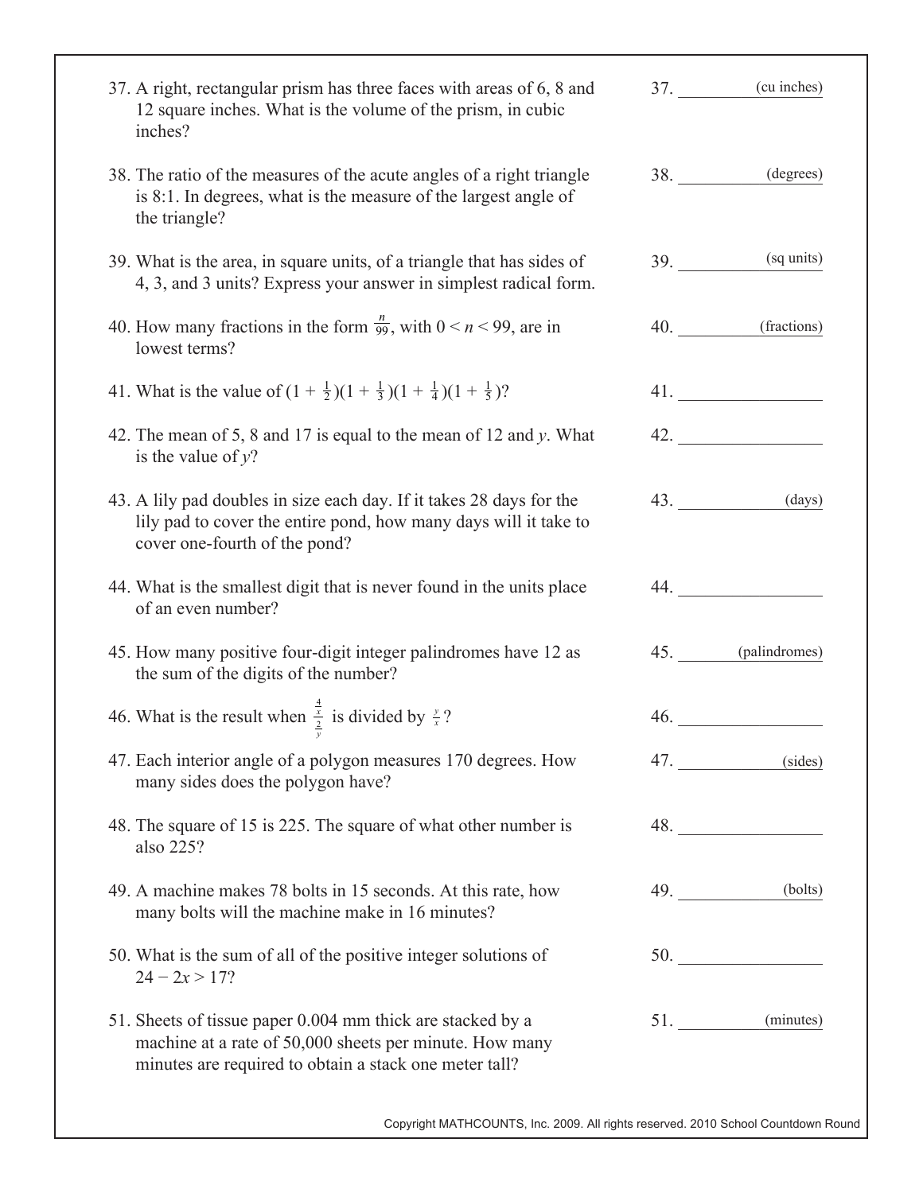37. A right, rectangular prism has three faces with areas of 6, 8 and 12 square inches. What is the volume of the prism, in cubic inches?

37. __________ (cu inches)

38. The ratio of the measures of the acute angles of a right triangle is 8:1. In degrees, what is the measure of the largest angle of the triangle?

38. __________ (degrees)

39. What is the area, in square units, of a triangle that has sides of 4, 3, and 3 units? Express your answer in simplest radical form.

39. __________ (sq units)

40. How many fractions in the form $\frac{n}{99}$, with $0 < n < 99$, are in lowest terms?

40. __________ (fractions)

41. What is the value of $(1 + \frac{1}{2})(1 + \frac{1}{3})(1 + \frac{1}{4})(1 + \frac{1}{5})$?

41. __________

42. The mean of 5, 8 and 17 is equal to the mean of 12 and $y$. What is the value of $y$?

42. __________

43. A lily pad doubles in size each day. If it takes 28 days for the lily pad to cover the entire pond, how many days will it take to cover one-fourth of the pond?

43. __________ (days)

44. What is the smallest digit that is never found in the units place of an even number?

44. __________

45. How many positive four-digit integer palindromes have 12 as the sum of the digits of the number?

45. __________ (palindromes)

46. What is the result when $\frac{\frac{4}{x}}{\frac{2}{y}}$ is divided by $\frac{y}{x}$?

46. __________

47. Each interior angle of a polygon measures 170 degrees. How many sides does the polygon have?

47. __________ (sides)

48. The square of 15 is 225. The square of what other number is also 225?

48. __________

49. A machine makes 78 bolts in 15 seconds. At this rate, how many bolts will the machine make in 16 minutes?

49. __________ (bolts)

50. What is the sum of all of the positive integer solutions of $24 - 2x > 17$?

50. __________

51. Sheets of tissue paper 0.004 mm thick are stacked by a machine at a rate of 50,000 sheets per minute. How many minutes are required to obtain a stack one meter tall?

51. __________ (minutes)

Copyright MATHCOUNTS, Inc. 2009. All rights reserved. 2010 School Countdown Round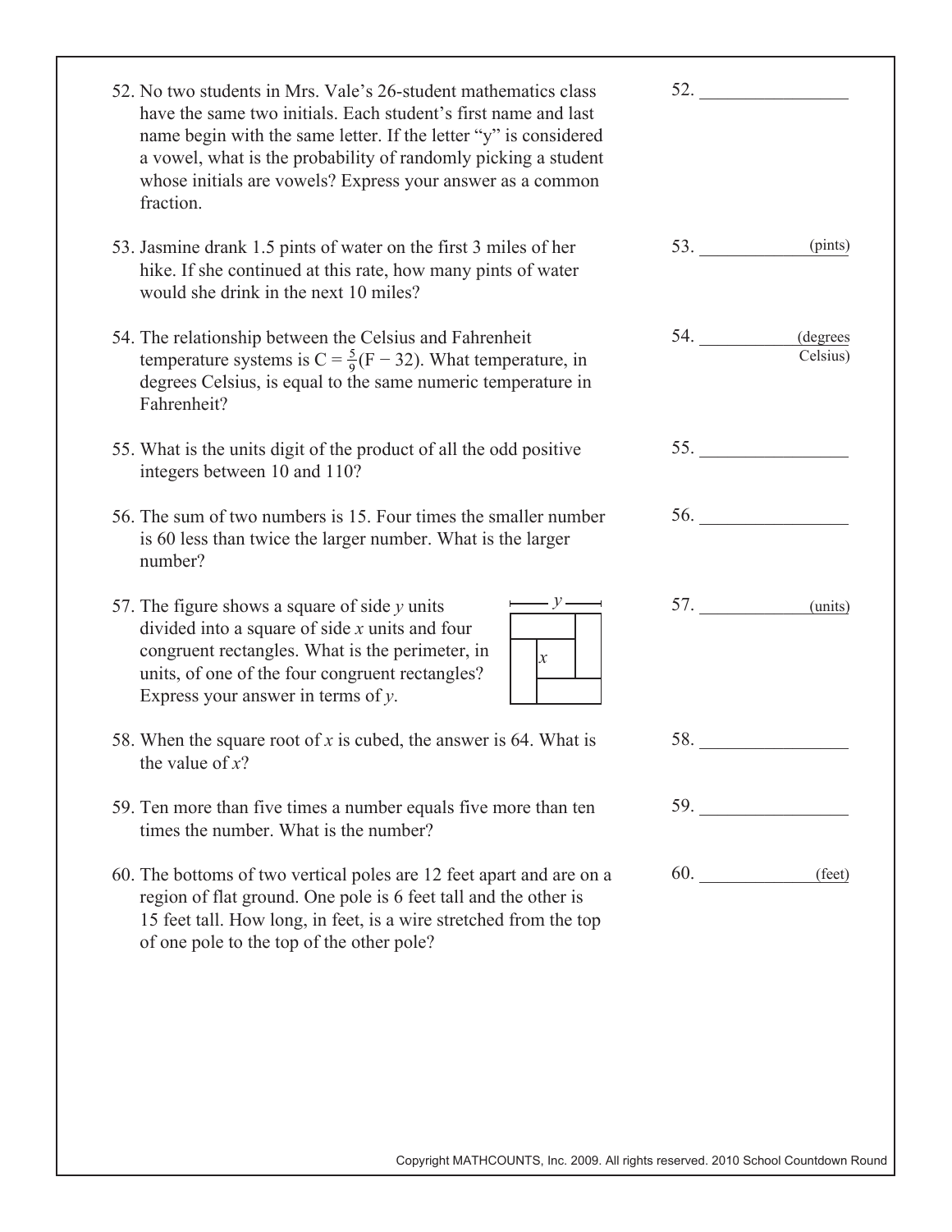52. No two students in Mrs. Vale's 26-student mathematics class have the same two initials. Each student's first name and last name begin with the same letter. If the letter "y" is considered a vowel, what is the probability of randomly picking a student whose initials are vowels? Express your answer as a common fraction.

52. ________________

53. Jasmine drank 1.5 pints of water on the first 3 miles of her hike. If she continued at this rate, how many pints of water would she drink in the next 10 miles?

53. ____________ (pints)

54. The relationship between the Celsius and Fahrenheit temperature systems is $C = \frac{5}{9}(F - 32)$. What temperature, in degrees Celsius, is equal to the same numeric temperature in Fahrenheit?

54. ____________ (degrees Celsius)

55. What is the units digit of the product of all the odd positive integers between 10 and 110?

55. ________________

56. The sum of two numbers is 15. Four times the smaller number is 60 less than twice the larger number. What is the larger number?

56. ________________

57. The figure shows a square of side $y$ units divided into a square of side $x$ units and four congruent rectangles. What is the perimeter, in units, of one of the four congruent rectangles? Express your answer in terms of $y$.

$y$

$x$

57. ____________ (units)

58. When the square root of $x$ is cubed, the answer is 64. What is the value of $x$?

58. ________________

59. Ten more than five times a number equals five more than ten times the number. What is the number?

59. ________________

60. The bottoms of two vertical poles are 12 feet apart and are on a region of flat ground. One pole is 6 feet tall and the other is 15 feet tall. How long, in feet, is a wire stretched from the top of one pole to the top of the other pole?

60. ____________ (feet)